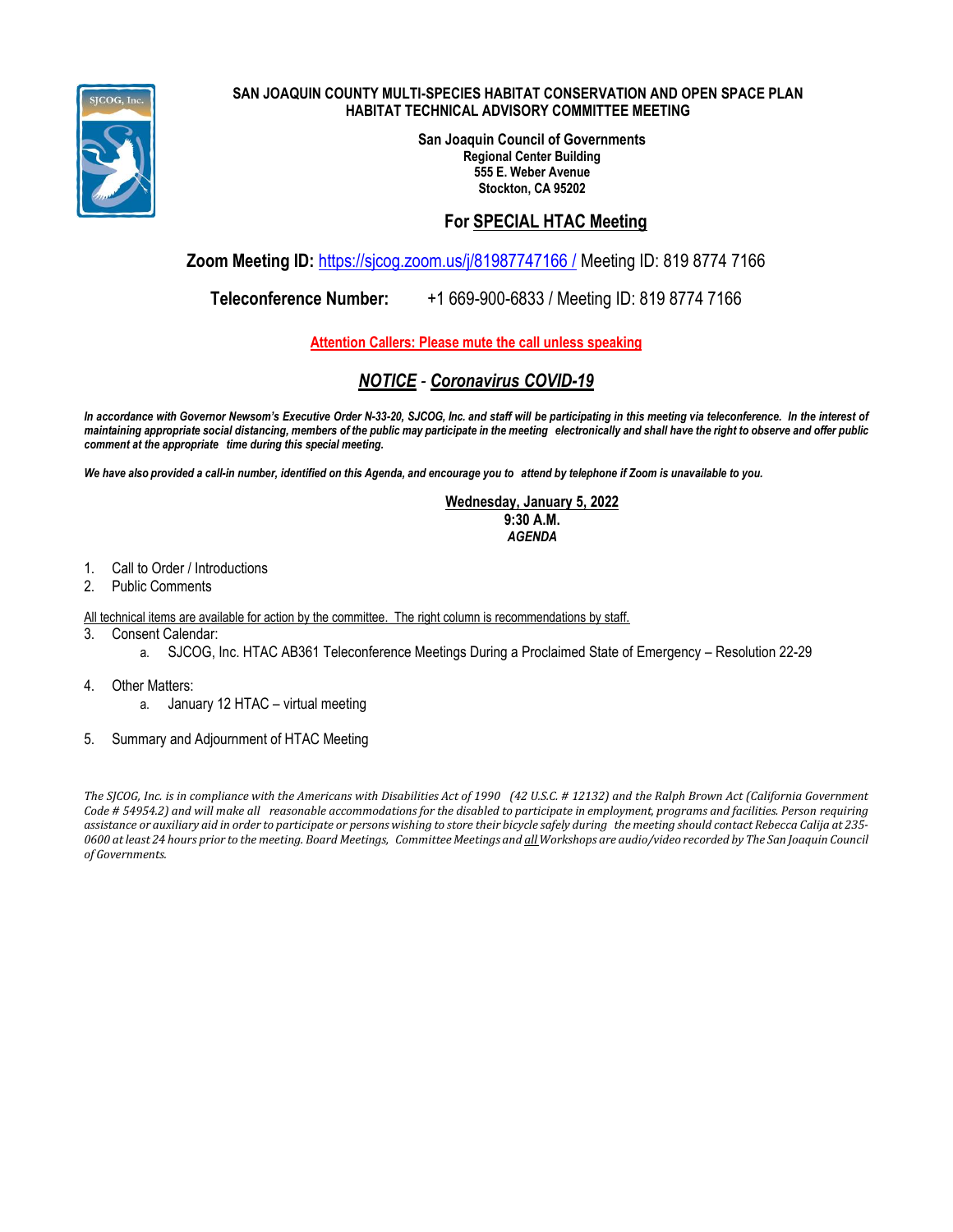# SAN JOAQUIN COUNTY MULTI-SPECIES HABITAT CONSERVATION AND OPEN SPACE PLAN
## HABITAT TECHNICAL ADVISORY COMMITTEE MEETING

**San Joaquin Council of Governments**
**Regional Center Building**
**555 E. Weber Avenue**
**Stockton, CA 95202**

## For SPECIAL HTAC Meeting

**Zoom Meeting ID:** https://sjcog.zoom.us/j/81987747166 / Meeting ID: 819 8774 7166

**Teleconference Number:** +1 669-900-6833 / Meeting ID: 819 8774 7166

**Attention Callers: Please mute the call unless speaking**

## *NOTICE - Coronavirus COVID-19*

***In accordance with Governor Newsom's Executive Order N-33-20, SJCOG, Inc. and staff will be participating in this meeting via teleconference. In the interest of maintaining appropriate social distancing, members of the public may participate in the meeting electronically and shall have the right to observe and offer public comment at the appropriate time during this special meeting.***

***We have also provided a call-in number, identified on this Agenda, and encourage you to attend by telephone if Zoom is unavailable to you.***

**Wednesday, January 5, 2022**
**9:30 A.M.**
***AGENDA***

1. Call to Order / Introductions
2. Public Comments

All technical items are available for action by the committee. The right column is recommendations by staff.

3. Consent Calendar:
   a. SJCOG, Inc. HTAC AB361 Teleconference Meetings During a Proclaimed State of Emergency – Resolution 22-29

4. Other Matters:
   a. January 12 HTAC – virtual meeting

5. Summary and Adjournment of HTAC Meeting

*The SJCOG, Inc. is in compliance with the Americans with Disabilities Act of 1990 (42 U.S.C. # 12132) and the Ralph Brown Act (California Government Code # 54954.2) and will make all reasonable accommodations for the disabled to participate in employment, programs and facilities. Person requiring assistance or auxiliary aid in order to participate or persons wishing to store their bicycle safely during the meeting should contact Rebecca Calija at 235-0600 at least 24 hours prior to the meeting. Board Meetings, Committee Meetings and all Workshops are audio/video recorded by The San Joaquin Council of Governments.*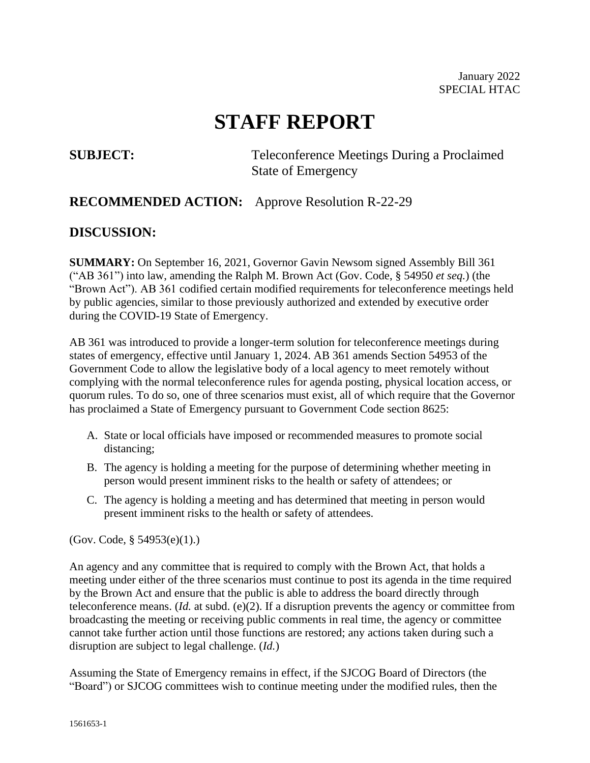January 2022
SPECIAL HTAC

# STAFF REPORT

**SUBJECT:** Teleconference Meetings During a Proclaimed State of Emergency

## RECOMMENDED ACTION: Approve Resolution R-22-29

## DISCUSSION:

**SUMMARY:** On September 16, 2021, Governor Gavin Newsom signed Assembly Bill 361 ("AB 361") into law, amending the Ralph M. Brown Act (Gov. Code, § 54950 *et seq.*) (the "Brown Act"). AB 361 codified certain modified requirements for teleconference meetings held by public agencies, similar to those previously authorized and extended by executive order during the COVID-19 State of Emergency.

AB 361 was introduced to provide a longer-term solution for teleconference meetings during states of emergency, effective until January 1, 2024. AB 361 amends Section 54953 of the Government Code to allow the legislative body of a local agency to meet remotely without complying with the normal teleconference rules for agenda posting, physical location access, or quorum rules. To do so, one of three scenarios must exist, all of which require that the Governor has proclaimed a State of Emergency pursuant to Government Code section 8625:

A. State or local officials have imposed or recommended measures to promote social distancing;
B. The agency is holding a meeting for the purpose of determining whether meeting in person would present imminent risks to the health or safety of attendees; or
C. The agency is holding a meeting and has determined that meeting in person would present imminent risks to the health or safety of attendees.

(Gov. Code, § 54953(e)(1).)

An agency and any committee that is required to comply with the Brown Act, that holds a meeting under either of the three scenarios must continue to post its agenda in the time required by the Brown Act and ensure that the public is able to address the board directly through teleconference means. (*Id.* at subd. (e)(2). If a disruption prevents the agency or committee from broadcasting the meeting or receiving public comments in real time, the agency or committee cannot take further action until those functions are restored; any actions taken during such a disruption are subject to legal challenge. (*Id.*)

Assuming the State of Emergency remains in effect, if the SJCOG Board of Directors (the "Board") or SJCOG committees wish to continue meeting under the modified rules, then the

1561653-1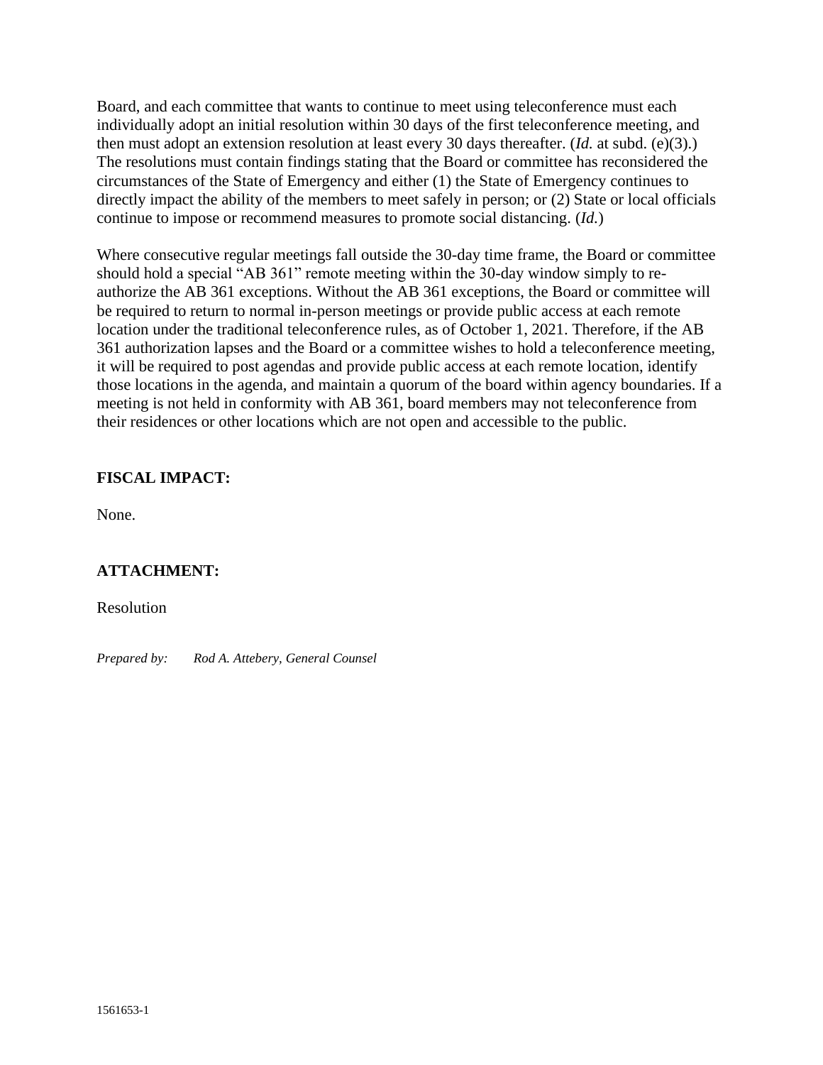Board, and each committee that wants to continue to meet using teleconference must each individually adopt an initial resolution within 30 days of the first teleconference meeting, and then must adopt an extension resolution at least every 30 days thereafter. (*Id.* at subd. (e)(3).) The resolutions must contain findings stating that the Board or committee has reconsidered the circumstances of the State of Emergency and either (1) the State of Emergency continues to directly impact the ability of the members to meet safely in person; or (2) State or local officials continue to impose or recommend measures to promote social distancing. (*Id.*)

Where consecutive regular meetings fall outside the 30-day time frame, the Board or committee should hold a special "AB 361" remote meeting within the 30-day window simply to re-authorize the AB 361 exceptions. Without the AB 361 exceptions, the Board or committee will be required to return to normal in-person meetings or provide public access at each remote location under the traditional teleconference rules, as of October 1, 2021. Therefore, if the AB 361 authorization lapses and the Board or a committee wishes to hold a teleconference meeting, it will be required to post agendas and provide public access at each remote location, identify those locations in the agenda, and maintain a quorum of the board within agency boundaries. If a meeting is not held in conformity with AB 361, board members may not teleconference from their residences or other locations which are not open and accessible to the public.

**FISCAL IMPACT:**

None.

**ATTACHMENT:**

Resolution

*Prepared by: Rod A. Attebery, General Counsel*

1561653-1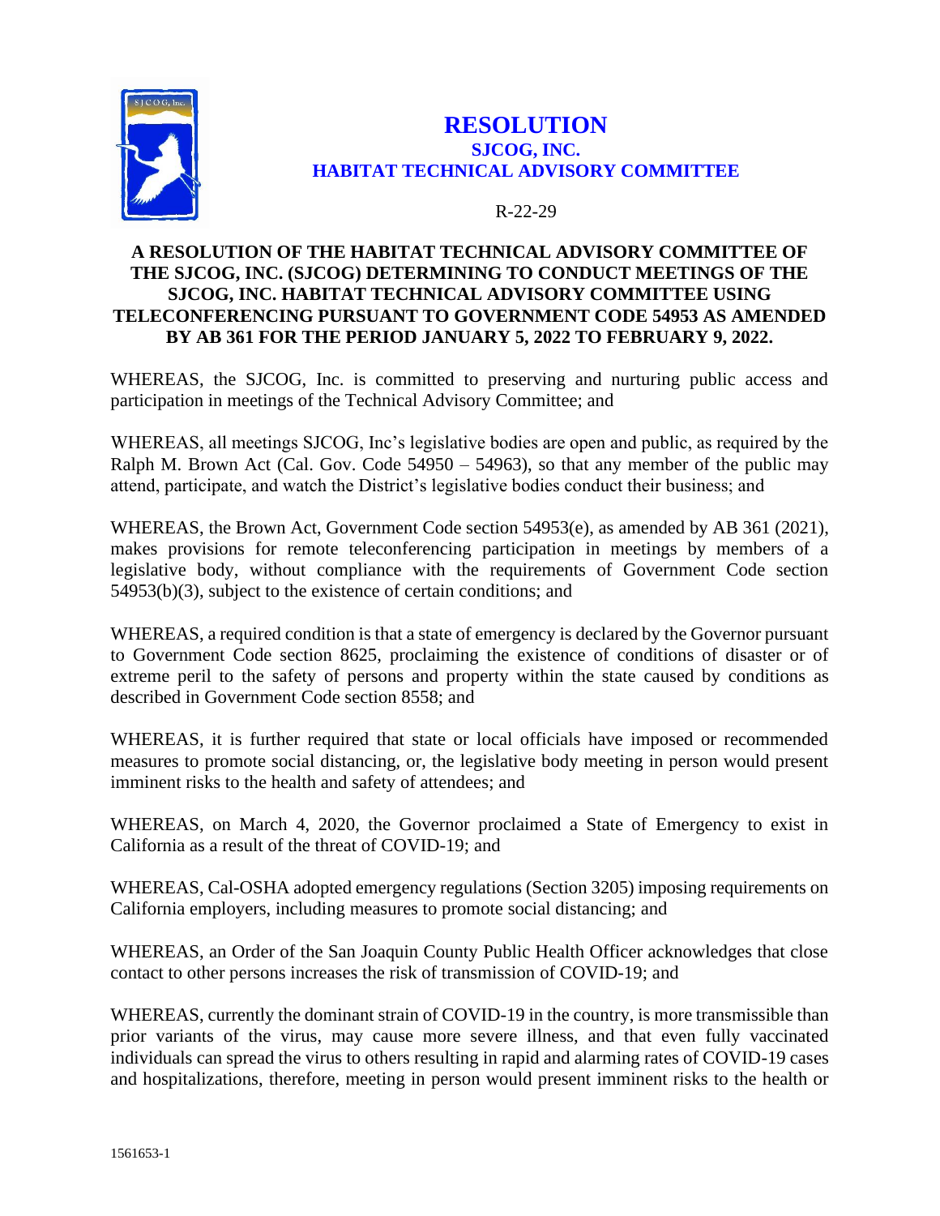# RESOLUTION

## SJCOG, INC.

## HABITAT TECHNICAL ADVISORY COMMITTEE

R-22-29

**A RESOLUTION OF THE HABITAT TECHNICAL ADVISORY COMMITTEE OF THE SJCOG, INC. (SJCOG) DETERMINING TO CONDUCT MEETINGS OF THE SJCOG, INC. HABITAT TECHNICAL ADVISORY COMMITTEE USING TELECONFERENCING PURSUANT TO GOVERNMENT CODE 54953 AS AMENDED BY AB 361 FOR THE PERIOD JANUARY 5, 2022 TO FEBRUARY 9, 2022.**

WHEREAS, the SJCOG, Inc. is committed to preserving and nurturing public access and participation in meetings of the Technical Advisory Committee; and

WHEREAS, all meetings SJCOG, Inc's legislative bodies are open and public, as required by the Ralph M. Brown Act (Cal. Gov. Code 54950 – 54963), so that any member of the public may attend, participate, and watch the District's legislative bodies conduct their business; and

WHEREAS, the Brown Act, Government Code section 54953(e), as amended by AB 361 (2021), makes provisions for remote teleconferencing participation in meetings by members of a legislative body, without compliance with the requirements of Government Code section 54953(b)(3), subject to the existence of certain conditions; and

WHEREAS, a required condition is that a state of emergency is declared by the Governor pursuant to Government Code section 8625, proclaiming the existence of conditions of disaster or of extreme peril to the safety of persons and property within the state caused by conditions as described in Government Code section 8558; and

WHEREAS, it is further required that state or local officials have imposed or recommended measures to promote social distancing, or, the legislative body meeting in person would present imminent risks to the health and safety of attendees; and

WHEREAS, on March 4, 2020, the Governor proclaimed a State of Emergency to exist in California as a result of the threat of COVID-19; and

WHEREAS, Cal-OSHA adopted emergency regulations (Section 3205) imposing requirements on California employers, including measures to promote social distancing; and

WHEREAS, an Order of the San Joaquin County Public Health Officer acknowledges that close contact to other persons increases the risk of transmission of COVID-19; and

WHEREAS, currently the dominant strain of COVID-19 in the country, is more transmissible than prior variants of the virus, may cause more severe illness, and that even fully vaccinated individuals can spread the virus to others resulting in rapid and alarming rates of COVID-19 cases and hospitalizations, therefore, meeting in person would present imminent risks to the health or

1561653-1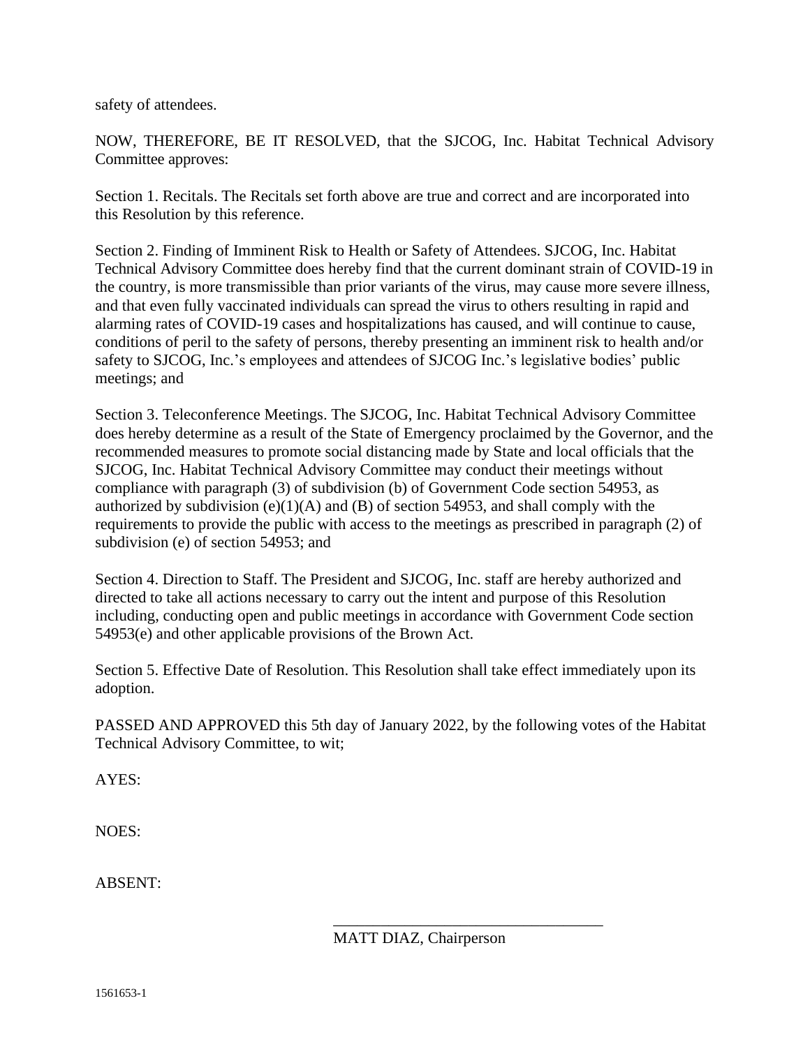safety of attendees.

NOW, THEREFORE, BE IT RESOLVED, that the SJCOG, Inc. Habitat Technical Advisory Committee approves:

Section 1. Recitals. The Recitals set forth above are true and correct and are incorporated into this Resolution by this reference.

Section 2. Finding of Imminent Risk to Health or Safety of Attendees. SJCOG, Inc. Habitat Technical Advisory Committee does hereby find that the current dominant strain of COVID-19 in the country, is more transmissible than prior variants of the virus, may cause more severe illness, and that even fully vaccinated individuals can spread the virus to others resulting in rapid and alarming rates of COVID-19 cases and hospitalizations has caused, and will continue to cause, conditions of peril to the safety of persons, thereby presenting an imminent risk to health and/or safety to SJCOG, Inc.'s employees and attendees of SJCOG Inc.'s legislative bodies' public meetings; and

Section 3. Teleconference Meetings. The SJCOG, Inc. Habitat Technical Advisory Committee does hereby determine as a result of the State of Emergency proclaimed by the Governor, and the recommended measures to promote social distancing made by State and local officials that the SJCOG, Inc. Habitat Technical Advisory Committee may conduct their meetings without compliance with paragraph (3) of subdivision (b) of Government Code section 54953, as authorized by subdivision (e)(1)(A) and (B) of section 54953, and shall comply with the requirements to provide the public with access to the meetings as prescribed in paragraph (2) of subdivision (e) of section 54953; and

Section 4. Direction to Staff. The President and SJCOG, Inc. staff are hereby authorized and directed to take all actions necessary to carry out the intent and purpose of this Resolution including, conducting open and public meetings in accordance with Government Code section 54953(e) and other applicable provisions of the Brown Act.

Section 5. Effective Date of Resolution. This Resolution shall take effect immediately upon its adoption.

PASSED AND APPROVED this 5th day of January 2022, by the following votes of the Habitat Technical Advisory Committee, to wit;

AYES:

NOES:

ABSENT:

\_\_\_\_\_\_\_\_\_\_\_\_\_\_\_\_\_\_\_\_\_\_\_\_\_\_\_\_\_\_\_\_\_\_

MATT DIAZ, Chairperson

1561653-1